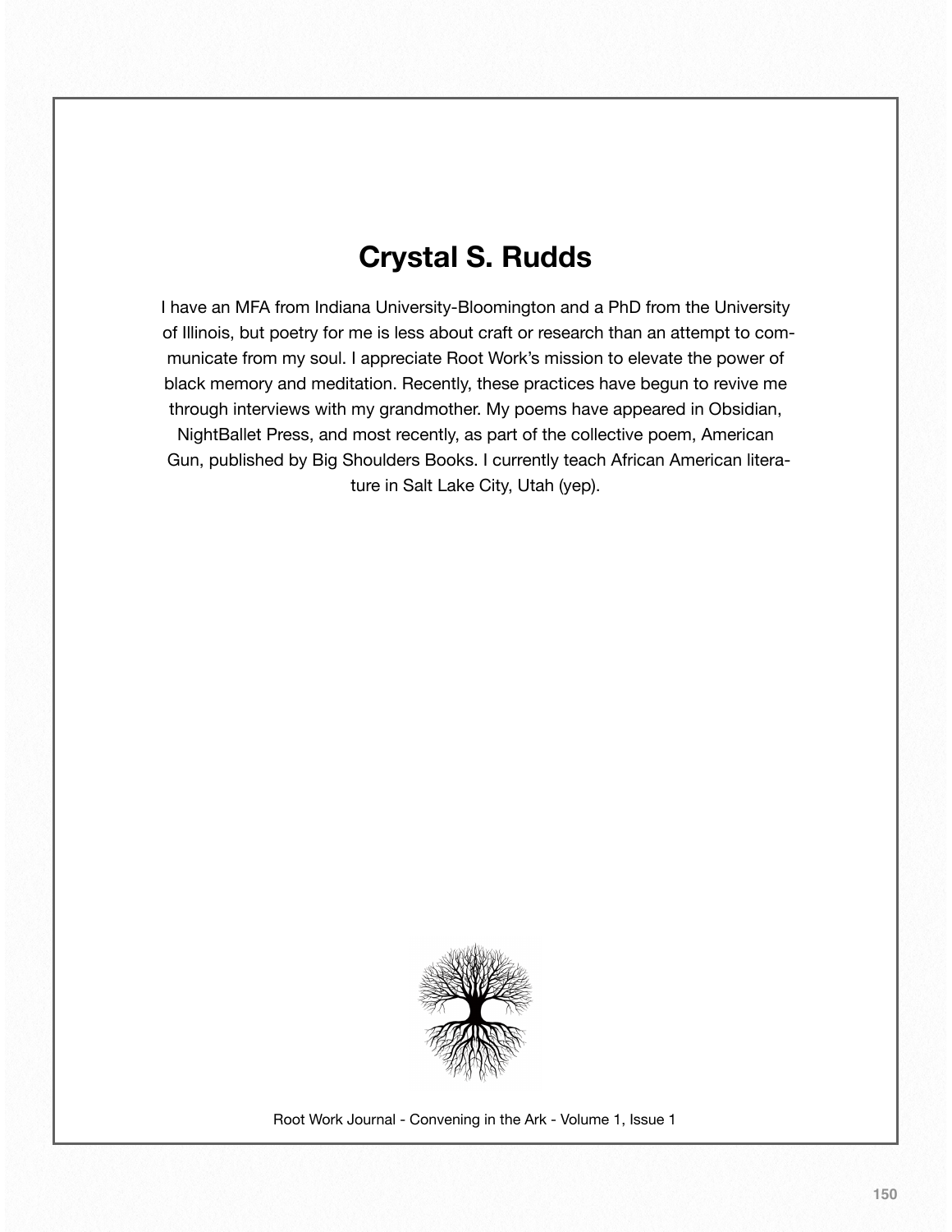# Crystal S. Rudds

I have an MFA from Indiana University-Bloomington and a PhD from the University of Illinois, but poetry for me is less about craft or research than an attempt to communicate from my soul. I appreciate Root Work's mission to elevate the power of black memory and meditation. Recently, these practices have begun to revive me through interviews with my grandmother. My poems have appeared in Obsidian, NightBallet Press, and most recently, as part of the collective poem, American Gun, published by Big Shoulders Books. I currently teach African American literature in Salt Lake City, Utah (yep).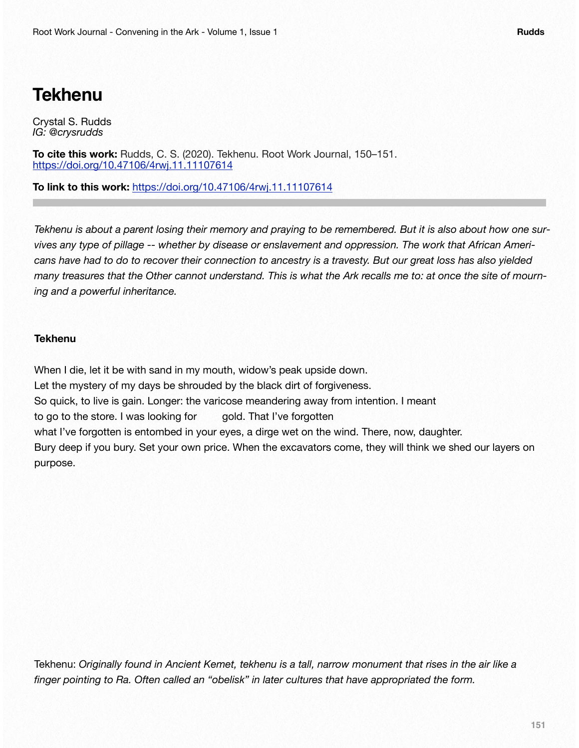# Tekhenu

Crystal S. Rudds
*IG: @crysrudds*

**To cite this work:** Rudds, C. S. (2020). Tekhenu. Root Work Journal, 150–151. https://doi.org/10.47106/4rwj.11.11107614

**To link to this work:** https://doi.org/10.47106/4rwj.11.11107614

---

*Tekhenu is about a parent losing their memory and praying to be remembered. But it is also about how one survives any type of pillage -- whether by disease or enslavement and oppression. The work that African Americans have had to do to recover their connection to ancestry is a travesty. But our great loss has also yielded many treasures that the Other cannot understand. This is what the Ark recalls me to: at once the site of mourning and a powerful inheritance.*

**Tekhenu**

When I die, let it be with sand in my mouth, widow's peak upside down.
Let the mystery of my days be shrouded by the black dirt of forgiveness.
So quick, to live is gain. Longer: the varicose meandering away from intention. I meant
to go to the store. I was looking for     gold. That I've forgotten
what I've forgotten is entombed in your eyes, a dirge wet on the wind. There, now, daughter.
Bury deep if you bury. Set your own price. When the excavators come, they will think we shed our layers on purpose.

Tekhenu: *Originally found in Ancient Kemet, tekhenu is a tall, narrow monument that rises in the air like a finger pointing to Ra. Often called an "obelisk" in later cultures that have appropriated the form.*